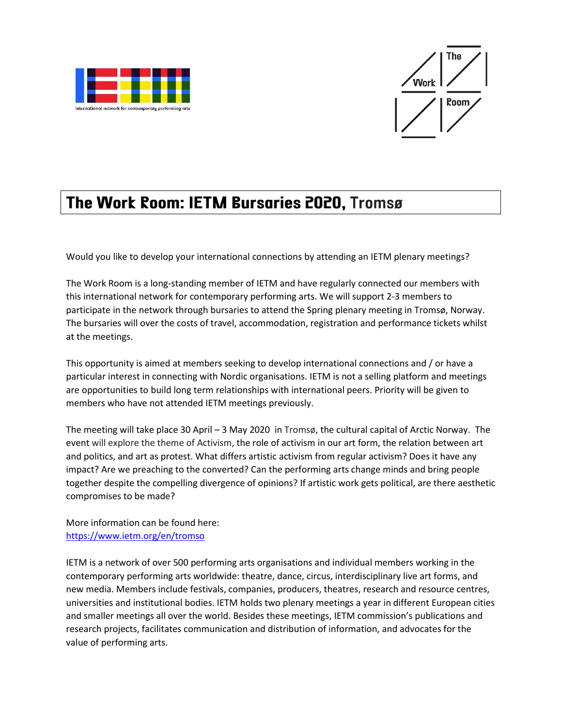# The Work Room: IETM Bursaries 2020, Tromsø

Would you like to develop your international connections by attending an IETM plenary meetings?

The Work Room is a long-standing member of IETM and have regularly connected our members with this international network for contemporary performing arts. We will support 2-3 members to participate in the network through bursaries to attend the Spring plenary meeting in Tromsø, Norway. The bursaries will over the costs of travel, accommodation, registration and performance tickets whilst at the meetings.

This opportunity is aimed at members seeking to develop international connections and / or have a particular interest in connecting with Nordic organisations. IETM is not a selling platform and meetings are opportunities to build long term relationships with international peers. Priority will be given to members who have not attended IETM meetings previously.

The meeting will take place 30 April – 3 May 2020 in Tromsø, the cultural capital of Arctic Norway. The event will explore the theme of Activism, the role of activism in our art form, the relation between art and politics, and art as protest. What differs artistic activism from regular activism? Does it have any impact? Are we preaching to the converted? Can the performing arts change minds and bring people together despite the compelling divergence of opinions? If artistic work gets political, are there aesthetic compromises to be made?

More information can be found here:
[https://www.ietm.org/en/tromso](https://www.ietm.org/en/tromso)

IETM is a network of over 500 performing arts organisations and individual members working in the contemporary performing arts worldwide: theatre, dance, circus, interdisciplinary live art forms, and new media. Members include festivals, companies, producers, theatres, research and resource centres, universities and institutional bodies. IETM holds two plenary meetings a year in different European cities and smaller meetings all over the world. Besides these meetings, IETM commission's publications and research projects, facilitates communication and distribution of information, and advocates for the value of performing arts.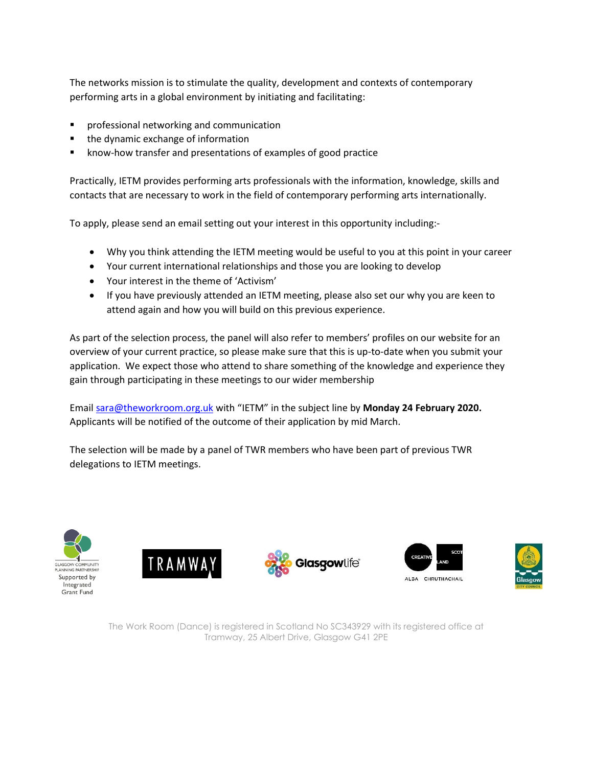The networks mission is to stimulate the quality, development and contexts of contemporary performing arts in a global environment by initiating and facilitating:

- professional networking and communication
- the dynamic exchange of information
- know-how transfer and presentations of examples of good practice

Practically, IETM provides performing arts professionals with the information, knowledge, skills and contacts that are necessary to work in the field of contemporary performing arts internationally.

To apply, please send an email setting out your interest in this opportunity including:-

- Why you think attending the IETM meeting would be useful to you at this point in your career
- Your current international relationships and those you are looking to develop
- Your interest in the theme of 'Activism'
- If you have previously attended an IETM meeting, please also set our why you are keen to attend again and how you will build on this previous experience.

As part of the selection process, the panel will also refer to members' profiles on our website for an overview of your current practice, so please make sure that this is up-to-date when you submit your application. We expect those who attend to share something of the knowledge and experience they gain through participating in these meetings to our wider membership

Email sara@theworkroom.org.uk with "IETM" in the subject line by **Monday 24 February 2020.** Applicants will be notified of the outcome of their application by mid March.

The selection will be made by a panel of TWR members who have been part of previous TWR delegations to IETM meetings.

Glasgow Community Planning Partnership Supported by Integrated Grant Fund

TRAMWAY

Glasgowlife

CREATIVE SCOTLAND ALBA CHRUTHACHAIL

Glasgow City Council

The Work Room (Dance) is registered in Scotland No SC343929 with its registered office at Tramway, 25 Albert Drive, Glasgow G41 2PE